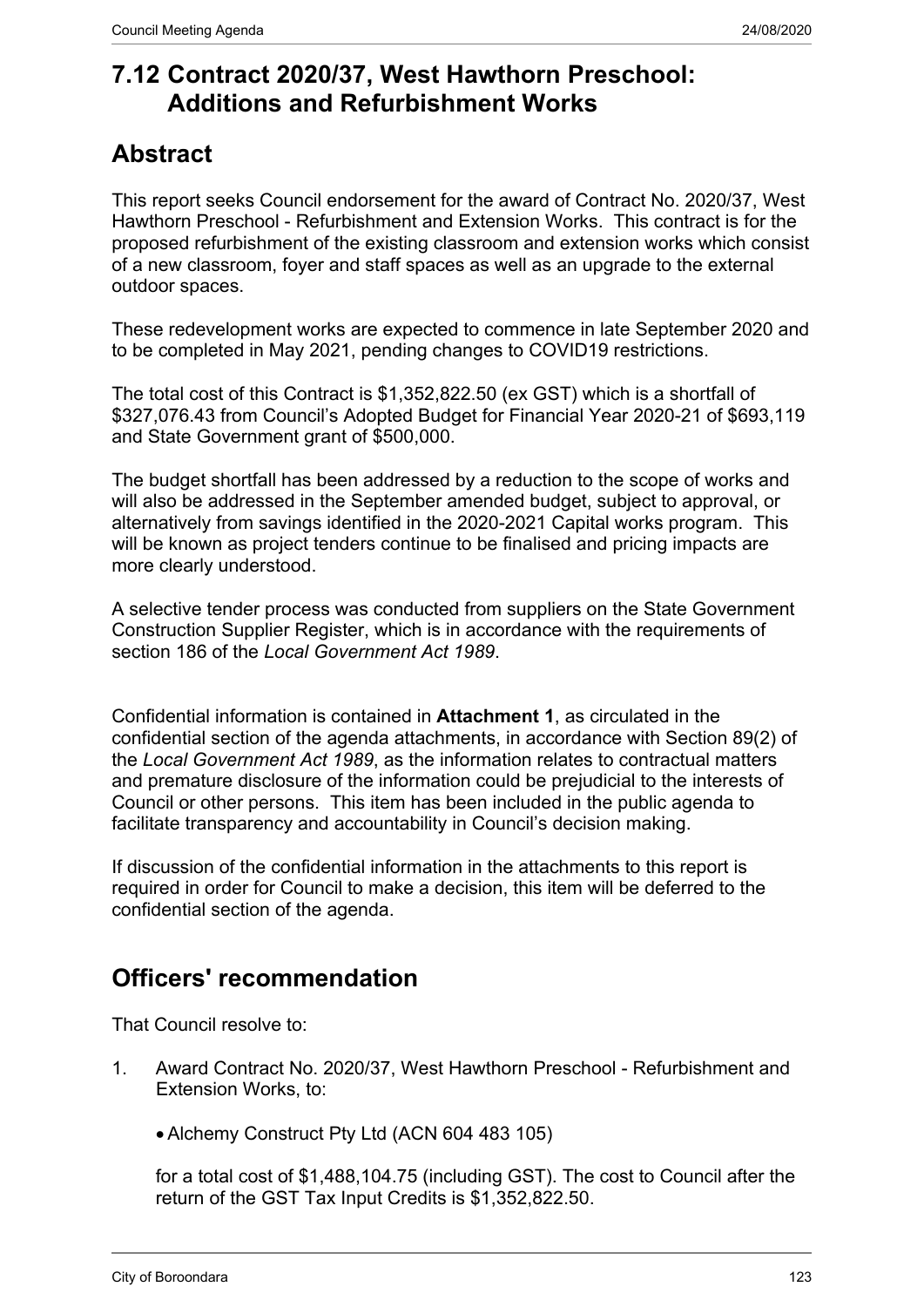# 7.12 Contract 2020/37, West Hawthorn Preschool: Additions and Refurbishment Works

## Abstract

This report seeks Council endorsement for the award of Contract No. 2020/37, West Hawthorn Preschool - Refurbishment and Extension Works. This contract is for the proposed refurbishment of the existing classroom and extension works which consist of a new classroom, foyer and staff spaces as well as an upgrade to the external outdoor spaces.

These redevelopment works are expected to commence in late September 2020 and to be completed in May 2021, pending changes to COVID19 restrictions.

The total cost of this Contract is $1,352,822.50 (ex GST) which is a shortfall of $327,076.43 from Council's Adopted Budget for Financial Year 2020-21 of $693,119 and State Government grant of $500,000.

The budget shortfall has been addressed by a reduction to the scope of works and will also be addressed in the September amended budget, subject to approval, or alternatively from savings identified in the 2020-2021 Capital works program. This will be known as project tenders continue to be finalised and pricing impacts are more clearly understood.

A selective tender process was conducted from suppliers on the State Government Construction Supplier Register, which is in accordance with the requirements of section 186 of the *Local Government Act 1989*.

Confidential information is contained in **Attachment 1**, as circulated in the confidential section of the agenda attachments, in accordance with Section 89(2) of the *Local Government Act 1989*, as the information relates to contractual matters and premature disclosure of the information could be prejudicial to the interests of Council or other persons. This item has been included in the public agenda to facilitate transparency and accountability in Council's decision making.

If discussion of the confidential information in the attachments to this report is required in order for Council to make a decision, this item will be deferred to the confidential section of the agenda.

## Officers' recommendation

That Council resolve to:

1. Award Contract No. 2020/37, West Hawthorn Preschool - Refurbishment and Extension Works, to:

   - Alchemy Construct Pty Ltd (ACN 604 483 105)

   for a total cost of $1,488,104.75 (including GST). The cost to Council after the return of the GST Tax Input Credits is $1,352,822.50.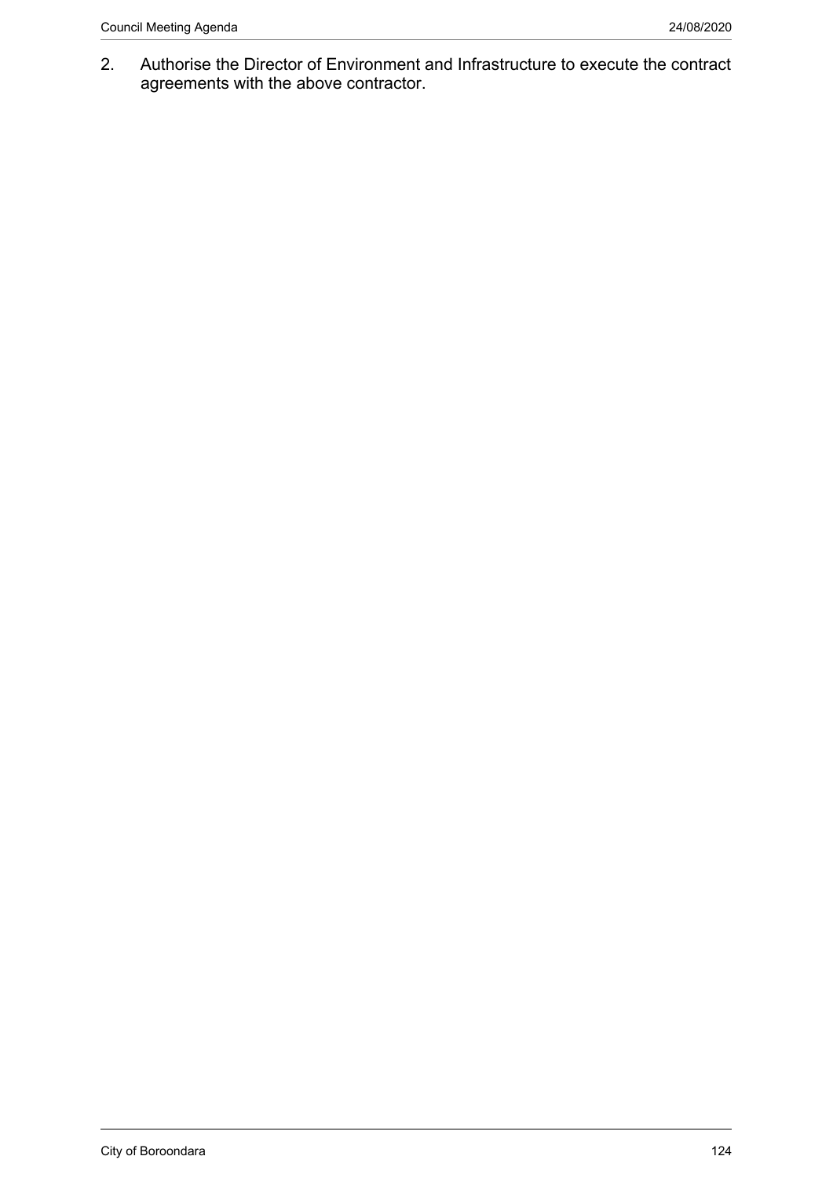2. Authorise the Director of Environment and Infrastructure to execute the contract agreements with the above contractor.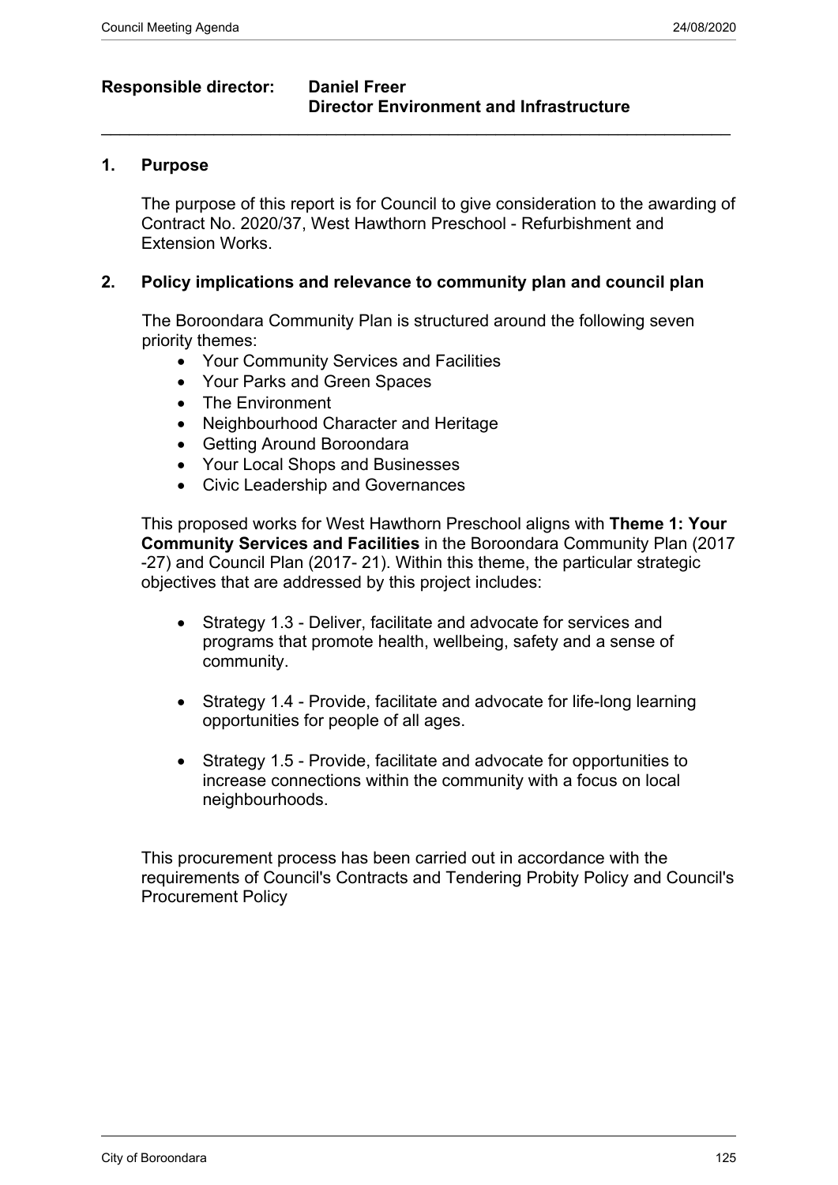**Responsible director:** **Daniel Freer**
**Director Environment and Infrastructure**

---

## 1. Purpose

The purpose of this report is for Council to give consideration to the awarding of Contract No. 2020/37, West Hawthorn Preschool - Refurbishment and Extension Works.

## 2. Policy implications and relevance to community plan and council plan

The Boroondara Community Plan is structured around the following seven priority themes:

- Your Community Services and Facilities
- Your Parks and Green Spaces
- The Environment
- Neighbourhood Character and Heritage
- Getting Around Boroondara
- Your Local Shops and Businesses
- Civic Leadership and Governances

This proposed works for West Hawthorn Preschool aligns with **Theme 1: Your Community Services and Facilities** in the Boroondara Community Plan (2017 -27) and Council Plan (2017- 21). Within this theme, the particular strategic objectives that are addressed by this project includes:

- Strategy 1.3 - Deliver, facilitate and advocate for services and programs that promote health, wellbeing, safety and a sense of community.
- Strategy 1.4 - Provide, facilitate and advocate for life-long learning opportunities for people of all ages.
- Strategy 1.5 - Provide, facilitate and advocate for opportunities to increase connections within the community with a focus on local neighbourhoods.

This procurement process has been carried out in accordance with the requirements of Council's Contracts and Tendering Probity Policy and Council's Procurement Policy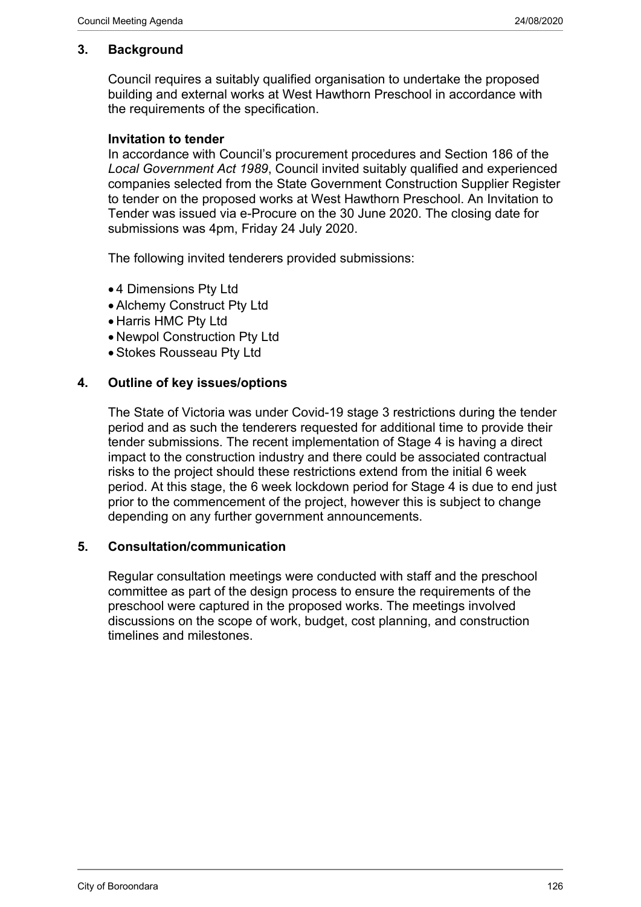## 3. Background

Council requires a suitably qualified organisation to undertake the proposed building and external works at West Hawthorn Preschool in accordance with the requirements of the specification.

**Invitation to tender**

In accordance with Council's procurement procedures and Section 186 of the *Local Government Act 1989*, Council invited suitably qualified and experienced companies selected from the State Government Construction Supplier Register to tender on the proposed works at West Hawthorn Preschool. An Invitation to Tender was issued via e-Procure on the 30 June 2020. The closing date for submissions was 4pm, Friday 24 July 2020.

The following invited tenderers provided submissions:

- 4 Dimensions Pty Ltd
- Alchemy Construct Pty Ltd
- Harris HMC Pty Ltd
- Newpol Construction Pty Ltd
- Stokes Rousseau Pty Ltd

## 4. Outline of key issues/options

The State of Victoria was under Covid-19 stage 3 restrictions during the tender period and as such the tenderers requested for additional time to provide their tender submissions. The recent implementation of Stage 4 is having a direct impact to the construction industry and there could be associated contractual risks to the project should these restrictions extend from the initial 6 week period. At this stage, the 6 week lockdown period for Stage 4 is due to end just prior to the commencement of the project, however this is subject to change depending on any further government announcements.

## 5. Consultation/communication

Regular consultation meetings were conducted with staff and the preschool committee as part of the design process to ensure the requirements of the preschool were captured in the proposed works. The meetings involved discussions on the scope of work, budget, cost planning, and construction timelines and milestones.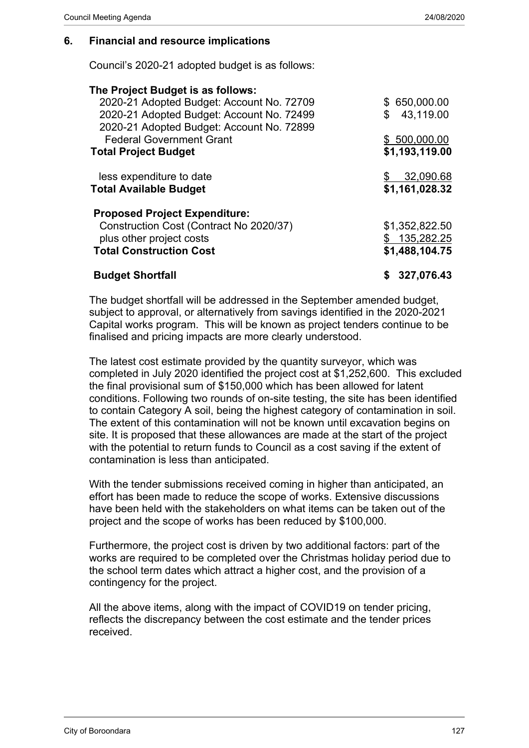## 6. Financial and resource implications

Council's 2020-21 adopted budget is as follows:

| **The Project Budget is as follows:** | |
|---|---|
| 2020-21 Adopted Budget: Account No. 72709 | $ 650,000.00 |
| 2020-21 Adopted Budget: Account No. 72499 | $ 43,119.00 |
| 2020-21 Adopted Budget: Account No. 72899 | |
| Federal Government Grant | $ 500,000.00 |
| **Total Project Budget** | **$1,193,119.00** |
| less expenditure to date | $ 32,090.68 |
| **Total Available Budget** | **$1,161,028.32** |
| **Proposed Project Expenditure:** | |
| Construction Cost (Contract No 2020/37) | $1,352,822.50 |
| plus other project costs | $ 135,282.25 |
| **Total Construction Cost** | **$1,488,104.75** |
| **Budget Shortfall** | **$ 327,076.43** |

The budget shortfall will be addressed in the September amended budget, subject to approval, or alternatively from savings identified in the 2020-2021 Capital works program. This will be known as project tenders continue to be finalised and pricing impacts are more clearly understood.

The latest cost estimate provided by the quantity surveyor, which was completed in July 2020 identified the project cost at $1,252,600. This excluded the final provisional sum of $150,000 which has been allowed for latent conditions. Following two rounds of on-site testing, the site has been identified to contain Category A soil, being the highest category of contamination in soil. The extent of this contamination will not be known until excavation begins on site. It is proposed that these allowances are made at the start of the project with the potential to return funds to Council as a cost saving if the extent of contamination is less than anticipated.

With the tender submissions received coming in higher than anticipated, an effort has been made to reduce the scope of works. Extensive discussions have been held with the stakeholders on what items can be taken out of the project and the scope of works has been reduced by $100,000.

Furthermore, the project cost is driven by two additional factors: part of the works are required to be completed over the Christmas holiday period due to the school term dates which attract a higher cost, and the provision of a contingency for the project.

All the above items, along with the impact of COVID19 on tender pricing, reflects the discrepancy between the cost estimate and the tender prices received.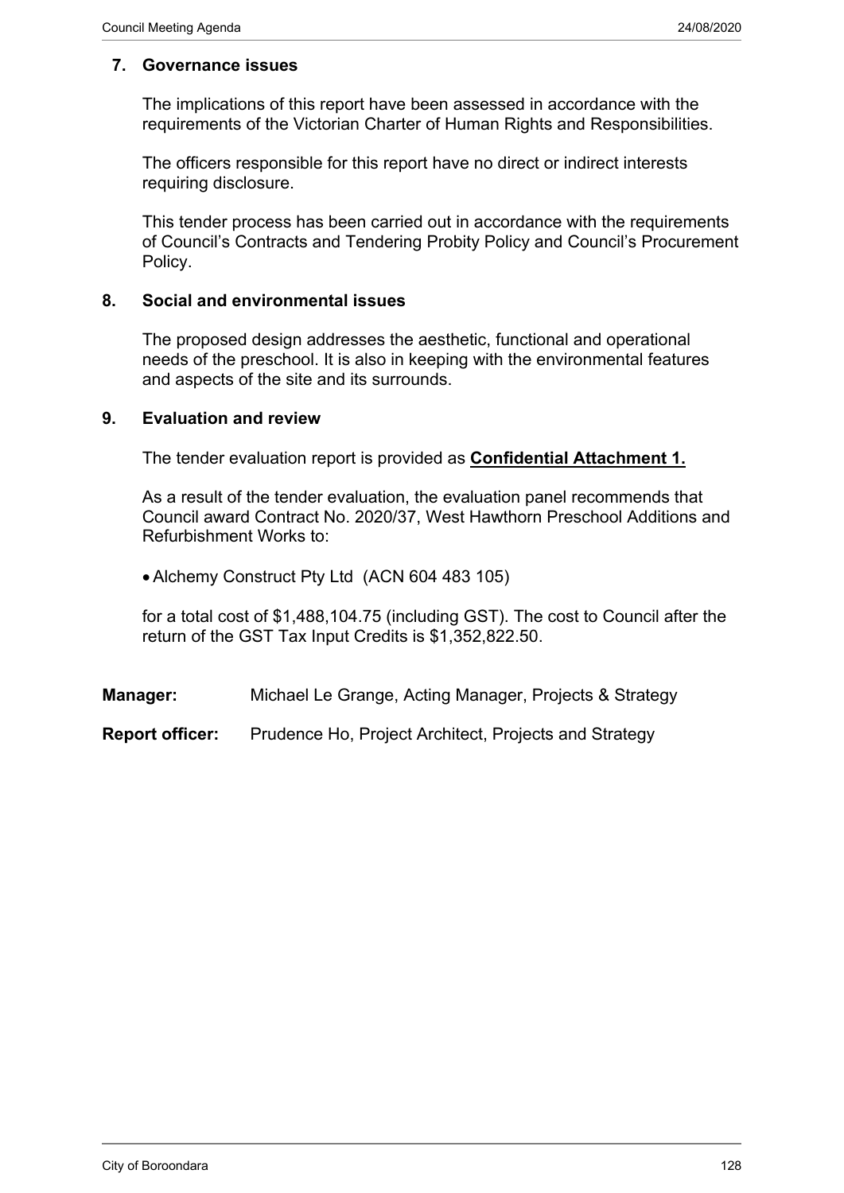## 7. Governance issues

The implications of this report have been assessed in accordance with the requirements of the Victorian Charter of Human Rights and Responsibilities.

The officers responsible for this report have no direct or indirect interests requiring disclosure.

This tender process has been carried out in accordance with the requirements of Council's Contracts and Tendering Probity Policy and Council's Procurement Policy.

## 8. Social and environmental issues

The proposed design addresses the aesthetic, functional and operational needs of the preschool. It is also in keeping with the environmental features and aspects of the site and its surrounds.

## 9. Evaluation and review

The tender evaluation report is provided as **Confidential Attachment 1.**

As a result of the tender evaluation, the evaluation panel recommends that Council award Contract No. 2020/37, West Hawthorn Preschool Additions and Refurbishment Works to:

- Alchemy Construct Pty Ltd (ACN 604 483 105)

for a total cost of $1,488,104.75 (including GST). The cost to Council after the return of the GST Tax Input Credits is $1,352,822.50.

**Manager:** Michael Le Grange, Acting Manager, Projects & Strategy

**Report officer:** Prudence Ho, Project Architect, Projects and Strategy